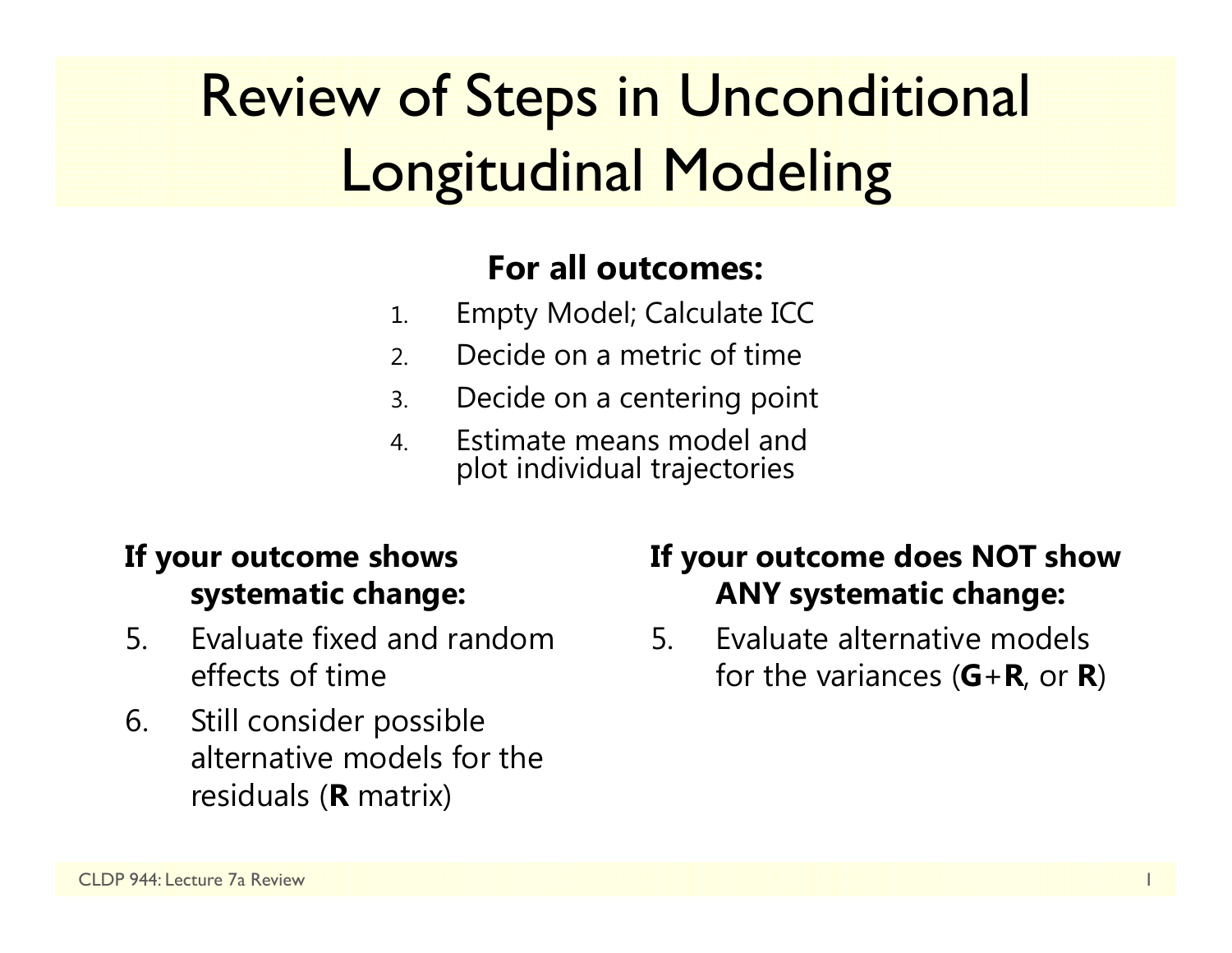# Review of Steps in Unconditional Longitudinal Modeling

**For all outcomes:**

1. Empty Model; Calculate ICC
2. Decide on a metric of time
3. Decide on a centering point
4. Estimate means model and plot individual trajectories

**If your outcome shows systematic change:**

5. Evaluate fixed and random effects of time
6. Still consider possible alternative models for the residuals (**R** matrix)

**If your outcome does NOT show ANY systematic change:**

5. Evaluate alternative models for the variances (**G**+**R**, or **R**)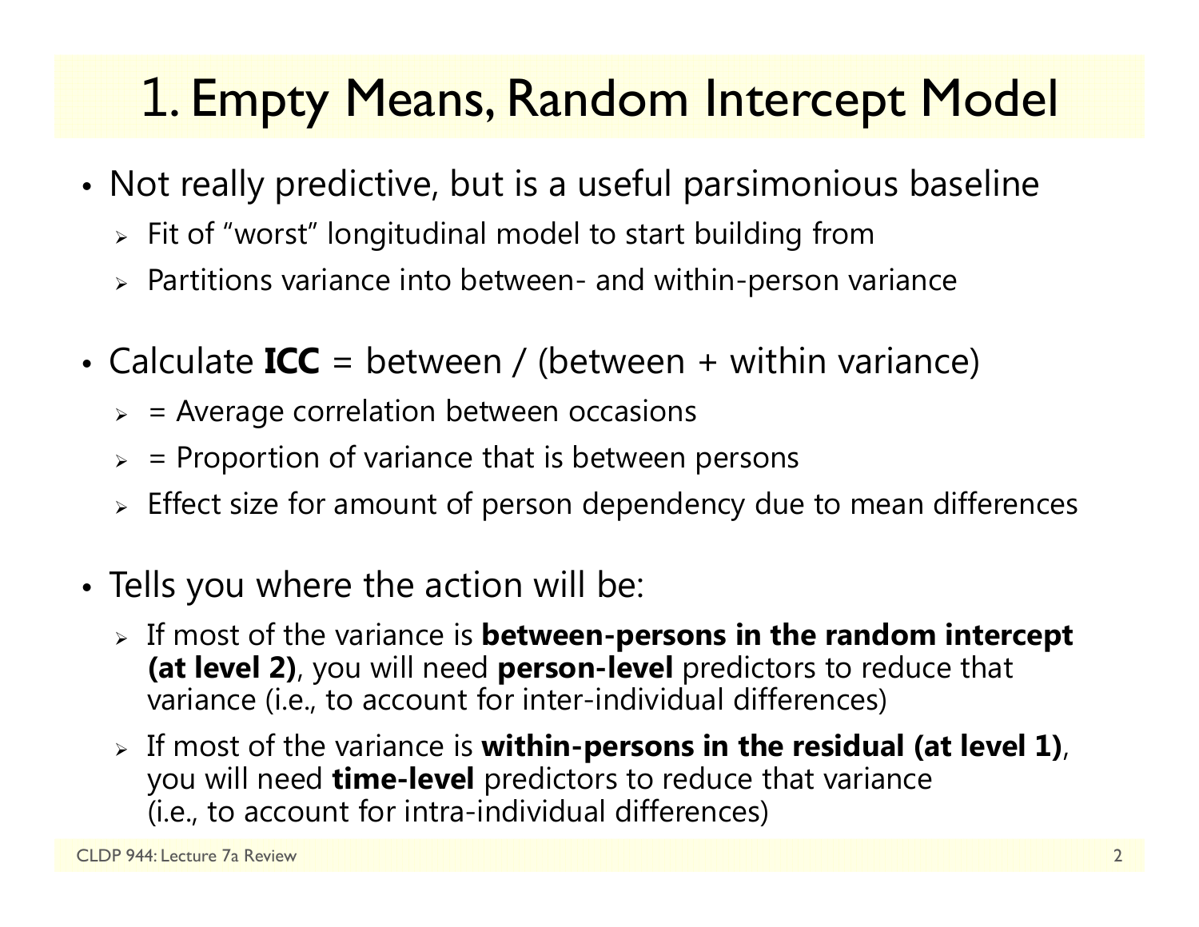# 1. Empty Means, Random Intercept Model

- Not really predictive, but is a useful parsimonious baseline
  - Fit of "worst" longitudinal model to start building from
  - Partitions variance into between- and within-person variance

- Calculate **ICC** = between / (between + within variance)
  - = Average correlation between occasions
  - = Proportion of variance that is between persons
  - Effect size for amount of person dependency due to mean differences

- Tells you where the action will be:
  - If most of the variance is **between-persons in the random intercept (at level 2)**, you will need **person-level** predictors to reduce that variance (i.e., to account for inter-individual differences)
  - If most of the variance is **within-persons in the residual (at level 1)**, you will need **time-level** predictors to reduce that variance (i.e., to account for intra-individual differences)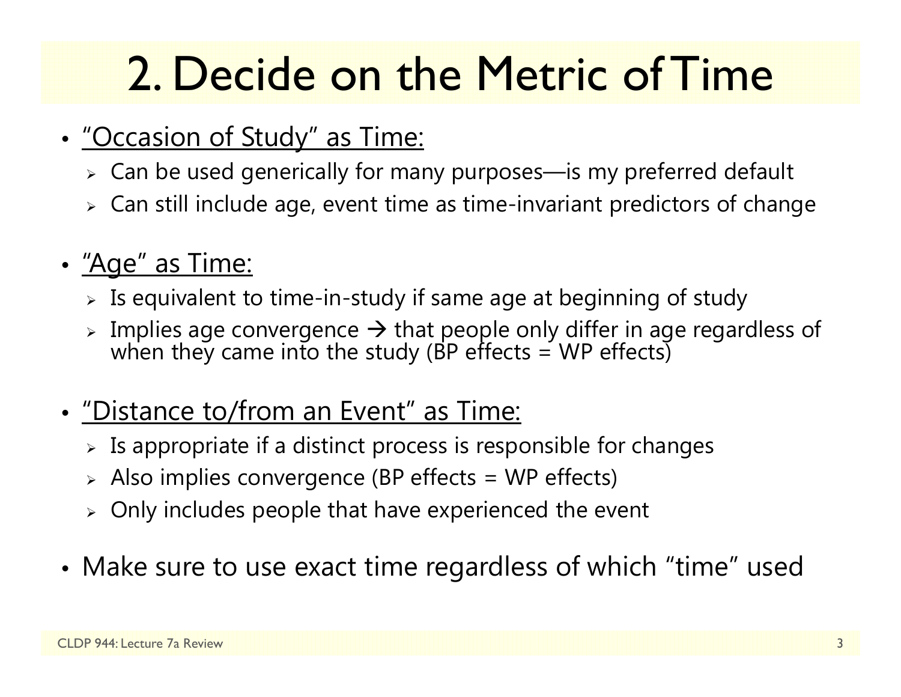# 2. Decide on the Metric of Time

- "Occasion of Study" as Time:
  - Can be used generically for many purposes—is my preferred default
  - Can still include age, event time as time-invariant predictors of change
- "Age" as Time:
  - Is equivalent to time-in-study if same age at beginning of study
  - Implies age convergence → that people only differ in age regardless of when they came into the study (BP effects = WP effects)
- "Distance to/from an Event" as Time:
  - Is appropriate if a distinct process is responsible for changes
  - Also implies convergence (BP effects = WP effects)
  - Only includes people that have experienced the event
- Make sure to use exact time regardless of which "time" used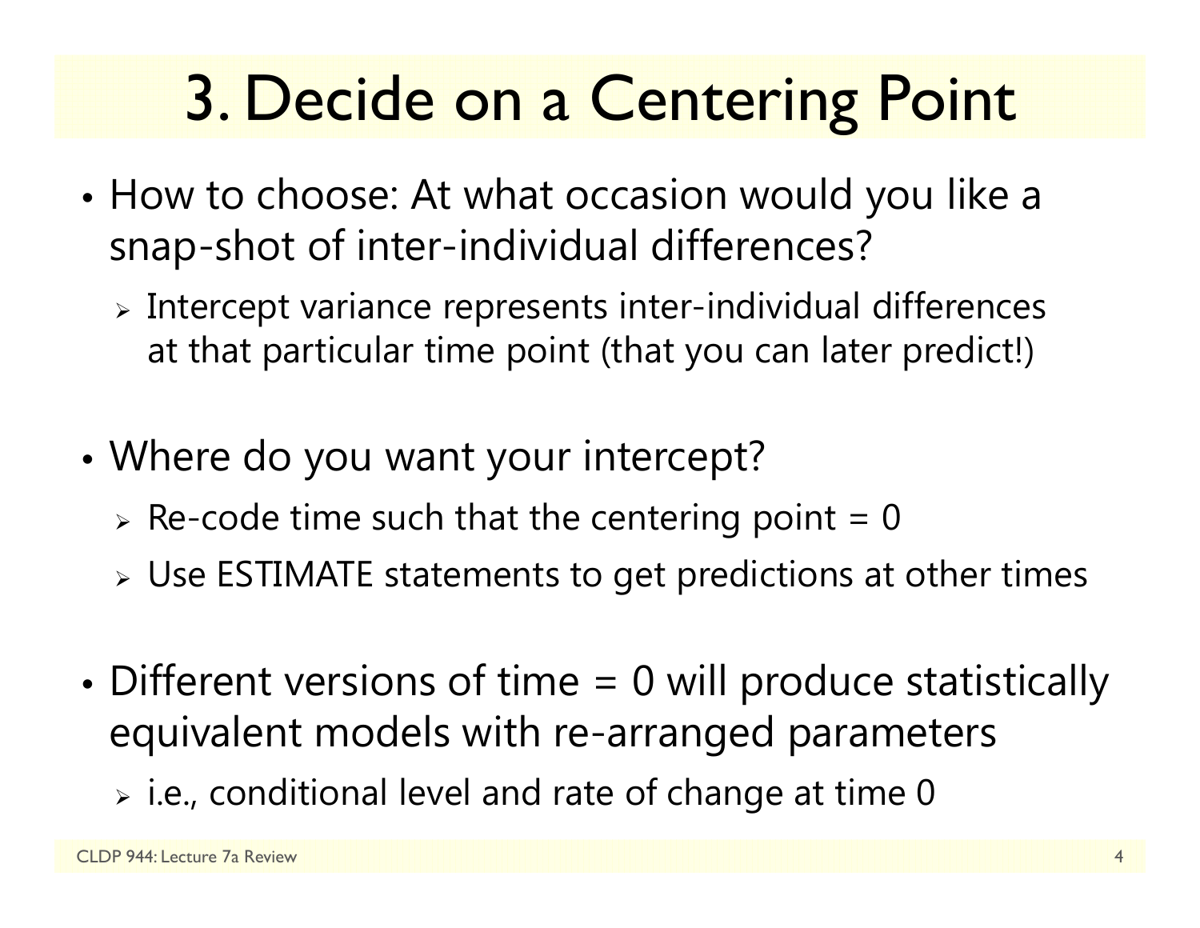# 3. Decide on a Centering Point

- How to choose: At what occasion would you like a snap-shot of inter-individual differences?
  - Intercept variance represents inter-individual differences at that particular time point (that you can later predict!)

- Where do you want your intercept?
  - Re-code time such that the centering point = 0
  - Use ESTIMATE statements to get predictions at other times

- Different versions of time = 0 will produce statistically equivalent models with re-arranged parameters
  - i.e., conditional level and rate of change at time 0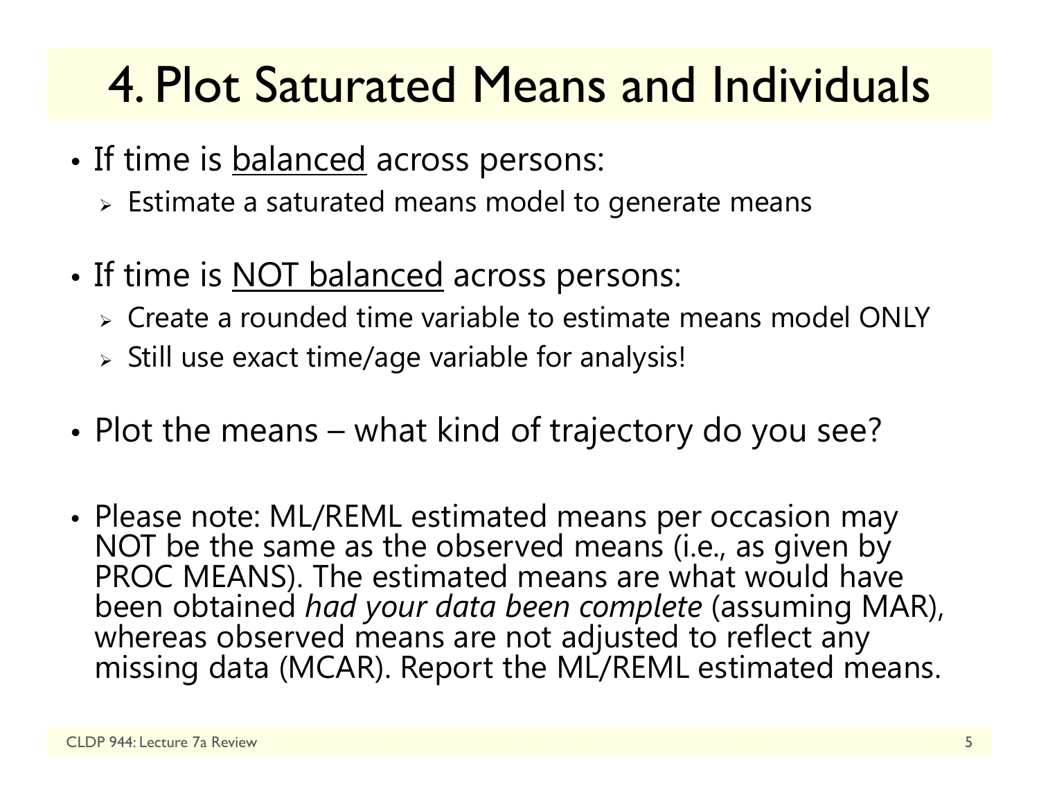# 4. Plot Saturated Means and Individuals

- If time is <u>balanced</u> across persons:
  - Estimate a saturated means model to generate means
- If time is <u>NOT balanced</u> across persons:
  - Create a rounded time variable to estimate means model ONLY
  - Still use exact time/age variable for analysis!
- Plot the means – what kind of trajectory do you see?
- Please note: ML/REML estimated means per occasion may NOT be the same as the observed means (i.e., as given by PROC MEANS). The estimated means are what would have been obtained *had your data been complete* (assuming MAR), whereas observed means are not adjusted to reflect any missing data (MCAR). Report the ML/REML estimated means.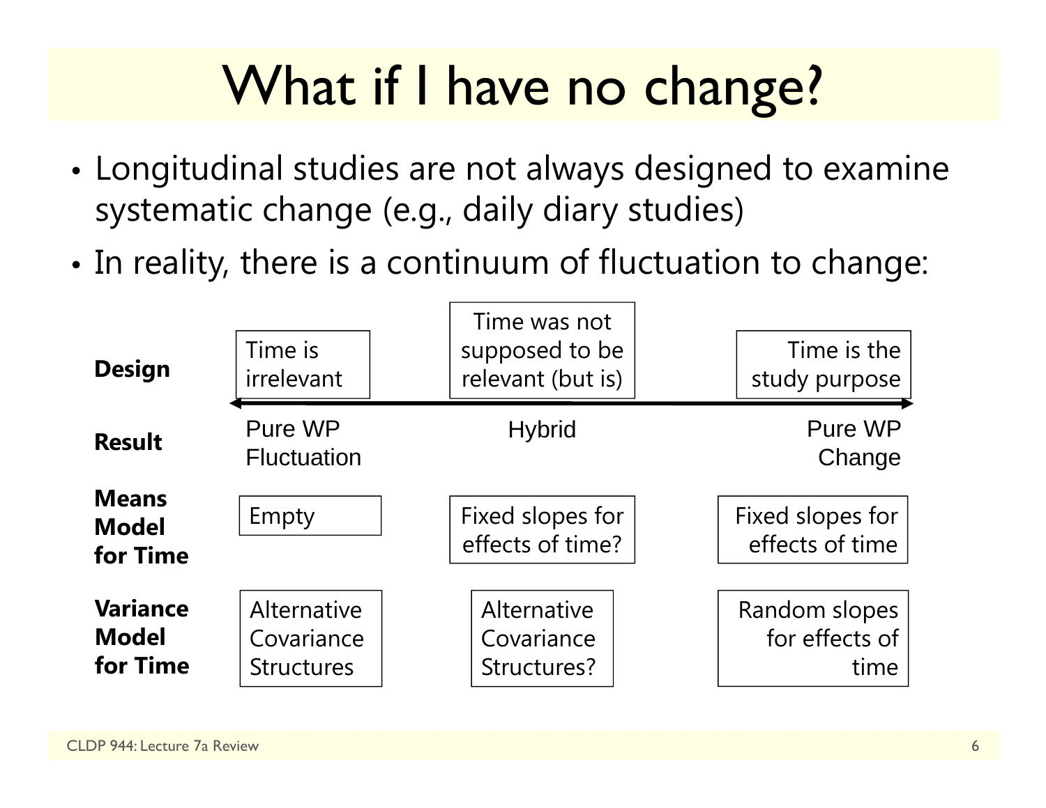# What if I have no change?

- Longitudinal studies are not always designed to examine systematic change (e.g., daily diary studies)
- In reality, there is a continuum of fluctuation to change:

| | | | |
|---|---|---|---|
| **Design** | Time is irrelevant | Time was not supposed to be relevant (but is) | Time is the study purpose |
| **Result** | Pure WP Fluctuation | Hybrid | Pure WP Change |
| **Means Model for Time** | Empty | Fixed slopes for effects of time? | Fixed slopes for effects of time |
| **Variance Model for Time** | Alternative Covariance Structures | Alternative Covariance Structures? | Random slopes for effects of time |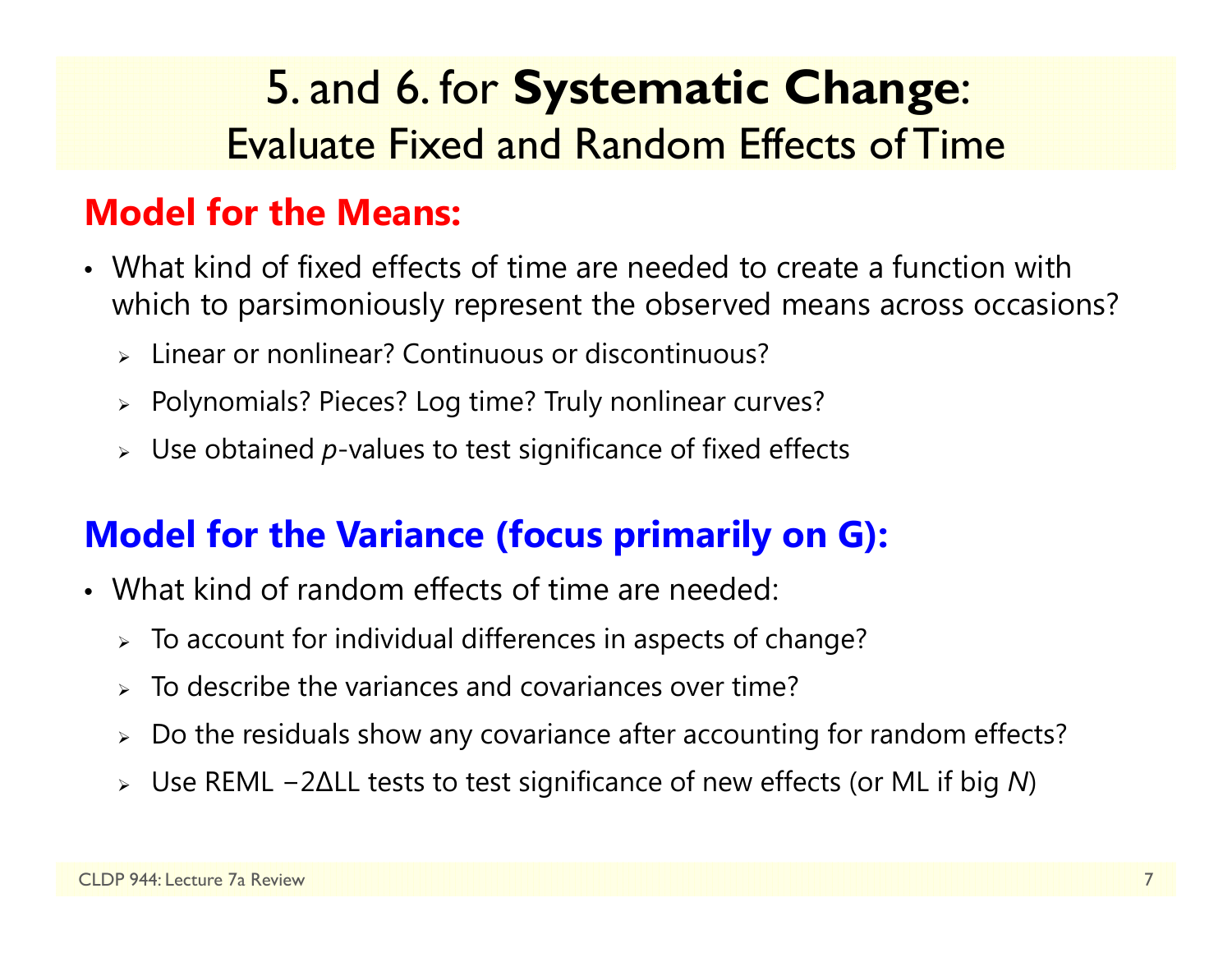# 5. and 6. for **Systematic Change**: Evaluate Fixed and Random Effects of Time

## Model for the Means:

- What kind of fixed effects of time are needed to create a function with which to parsimoniously represent the observed means across occasions?
  - Linear or nonlinear? Continuous or discontinuous?
  - Polynomials? Pieces? Log time? Truly nonlinear curves?
  - Use obtained *p*-values to test significance of fixed effects

## Model for the Variance (focus primarily on G):

- What kind of random effects of time are needed:
  - To account for individual differences in aspects of change?
  - To describe the variances and covariances over time?
  - Do the residuals show any covariance after accounting for random effects?
  - Use REML $-2\Delta LL$ tests to test significance of new effects (or ML if big *N*)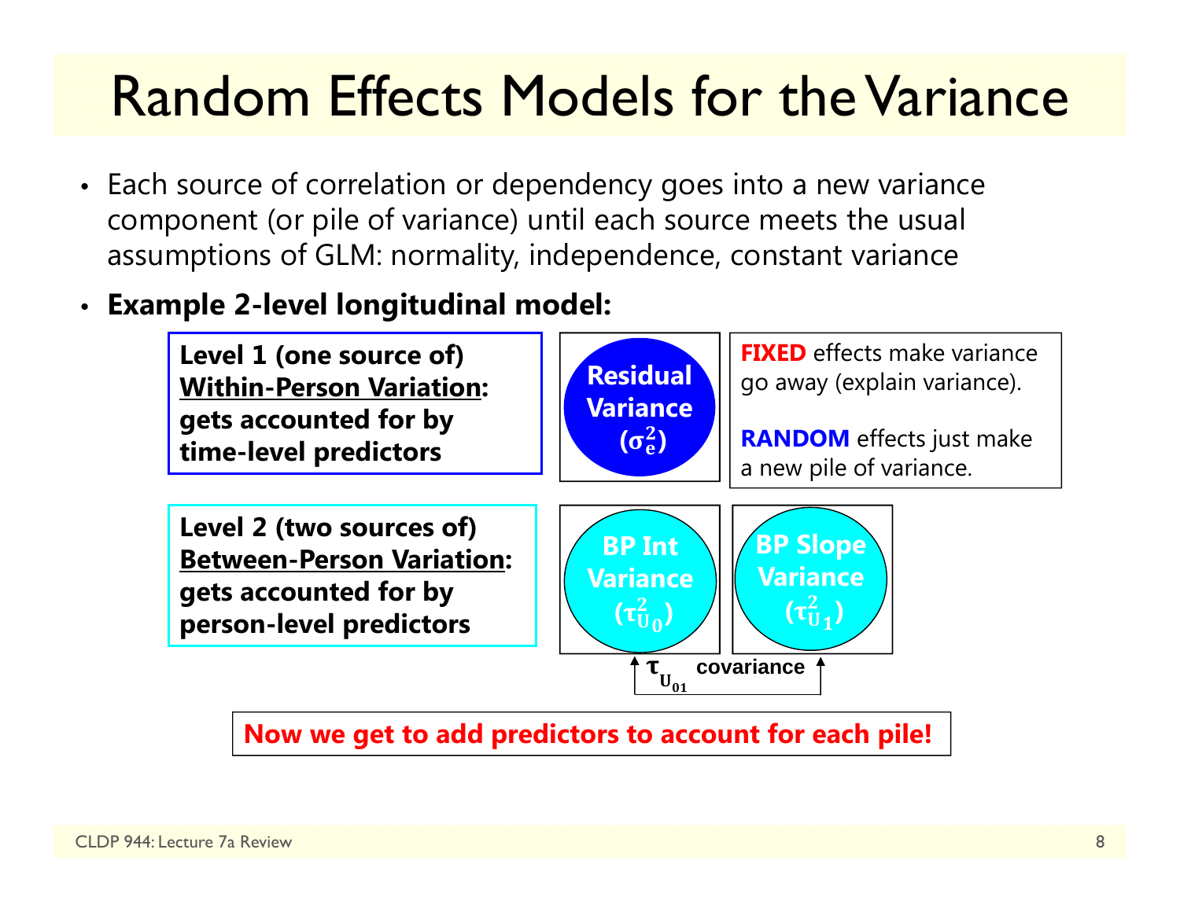# Random Effects Models for the Variance

- Each source of correlation or dependency goes into a new variance component (or pile of variance) until each source meets the usual assumptions of GLM: normality, independence, constant variance
- **Example 2-level longitudinal model:**

**Level 1 (one source of) Within-Person Variation: gets accounted for by time-level predictors**

Residual Variance ($\sigma_e^2$)

**FIXED** effects make variance go away (explain variance).

**RANDOM** effects just make a new pile of variance.

**Level 2 (two sources of) Between-Person Variation: gets accounted for by person-level predictors**

BP Int Variance ($\tau_{U_0}^2$)

BP Slope Variance ($\tau_{U_1}^2$)

$\tau_{U_{01}}$ covariance

**Now we get to add predictors to account for each pile!**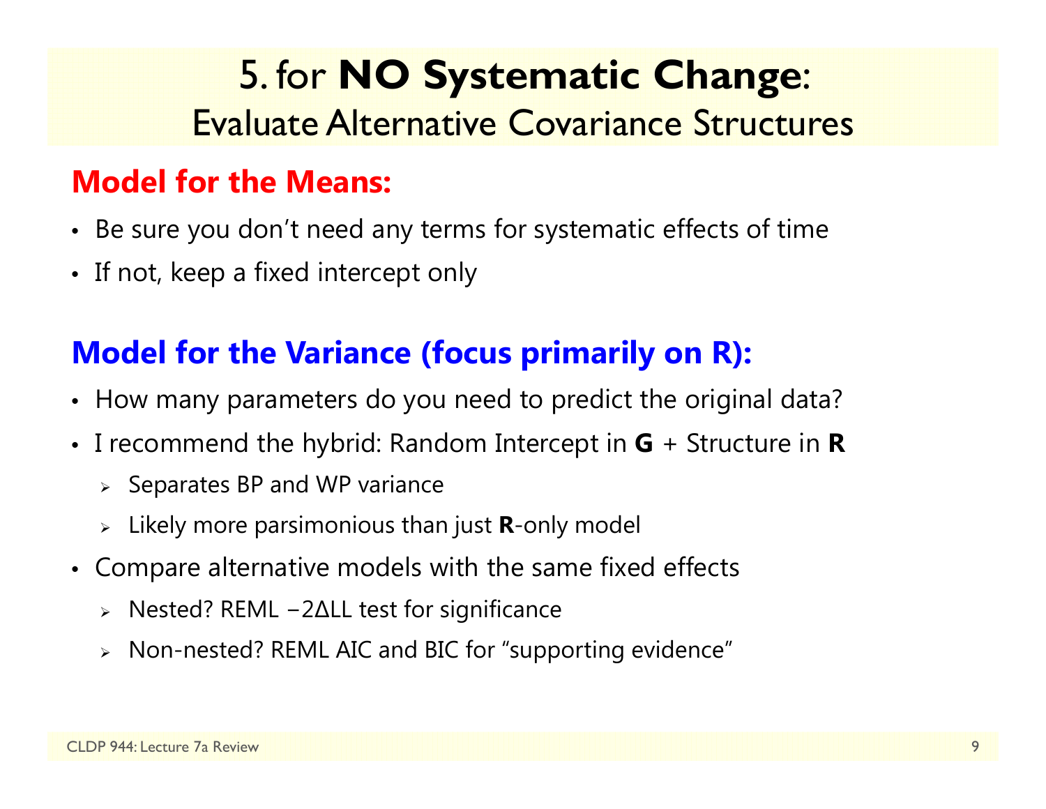# 5. for **NO Systematic Change**: Evaluate Alternative Covariance Structures

## Model for the Means:

- Be sure you don't need any terms for systematic effects of time
- If not, keep a fixed intercept only

## Model for the Variance (focus primarily on R):

- How many parameters do you need to predict the original data?
- I recommend the hybrid: Random Intercept in **G** + Structure in **R**
  - Separates BP and WP variance
  - Likely more parsimonious than just **R**-only model
- Compare alternative models with the same fixed effects
  - Nested? REML $-2\Delta LL$ test for significance
  - Non-nested? REML AIC and BIC for "supporting evidence"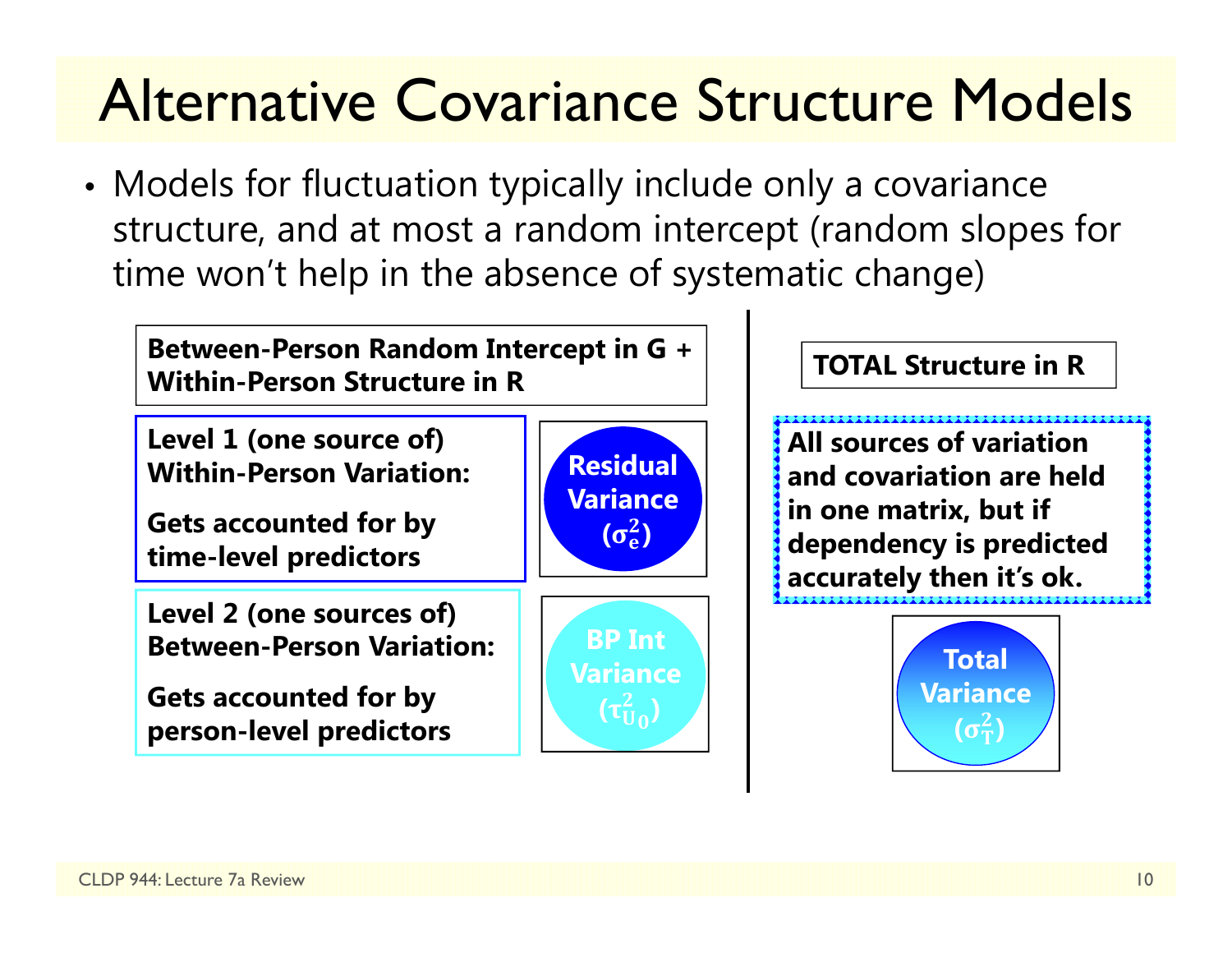# Alternative Covariance Structure Models

- Models for fluctuation typically include only a covariance structure, and at most a random intercept (random slopes for time won't help in the absence of systematic change)

**Between-Person Random Intercept in G + Within-Person Structure in R**

**Level 1 (one source of) Within-Person Variation:**

**Gets accounted for by time-level predictors**

**Residual Variance ($\sigma_e^2$)**

**Level 2 (one sources of) Between-Person Variation:**

**Gets accounted for by person-level predictors**

**BP Int Variance ($\tau_{U_0}^2$)**

**TOTAL Structure in R**

**All sources of variation and covariation are held in one matrix, but if dependency is predicted accurately then it's ok.**

**Total Variance ($\sigma_T^2$)**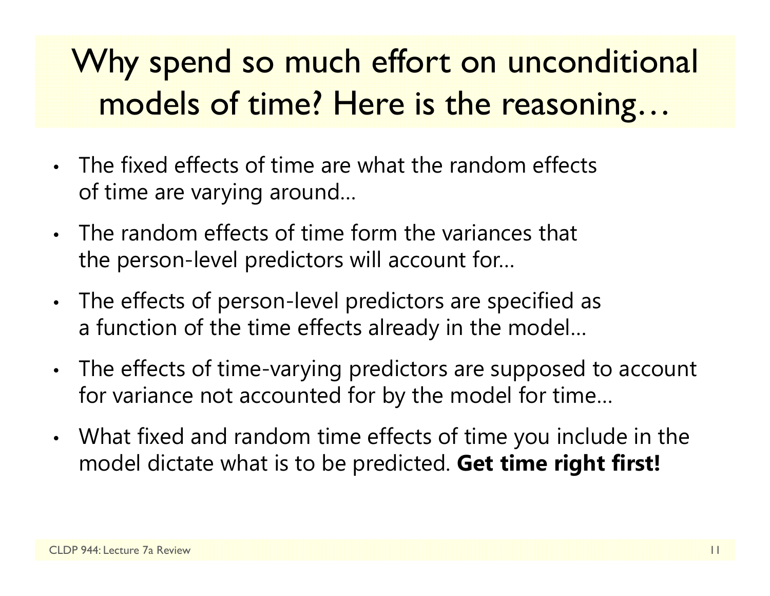# Why spend so much effort on unconditional models of time? Here is the reasoning…

- The fixed effects of time are what the random effects of time are varying around…
- The random effects of time form the variances that the person-level predictors will account for…
- The effects of person-level predictors are specified as a function of the time effects already in the model…
- The effects of time-varying predictors are supposed to account for variance not accounted for by the model for time…
- What fixed and random time effects of time you include in the model dictate what is to be predicted. **Get time right first!**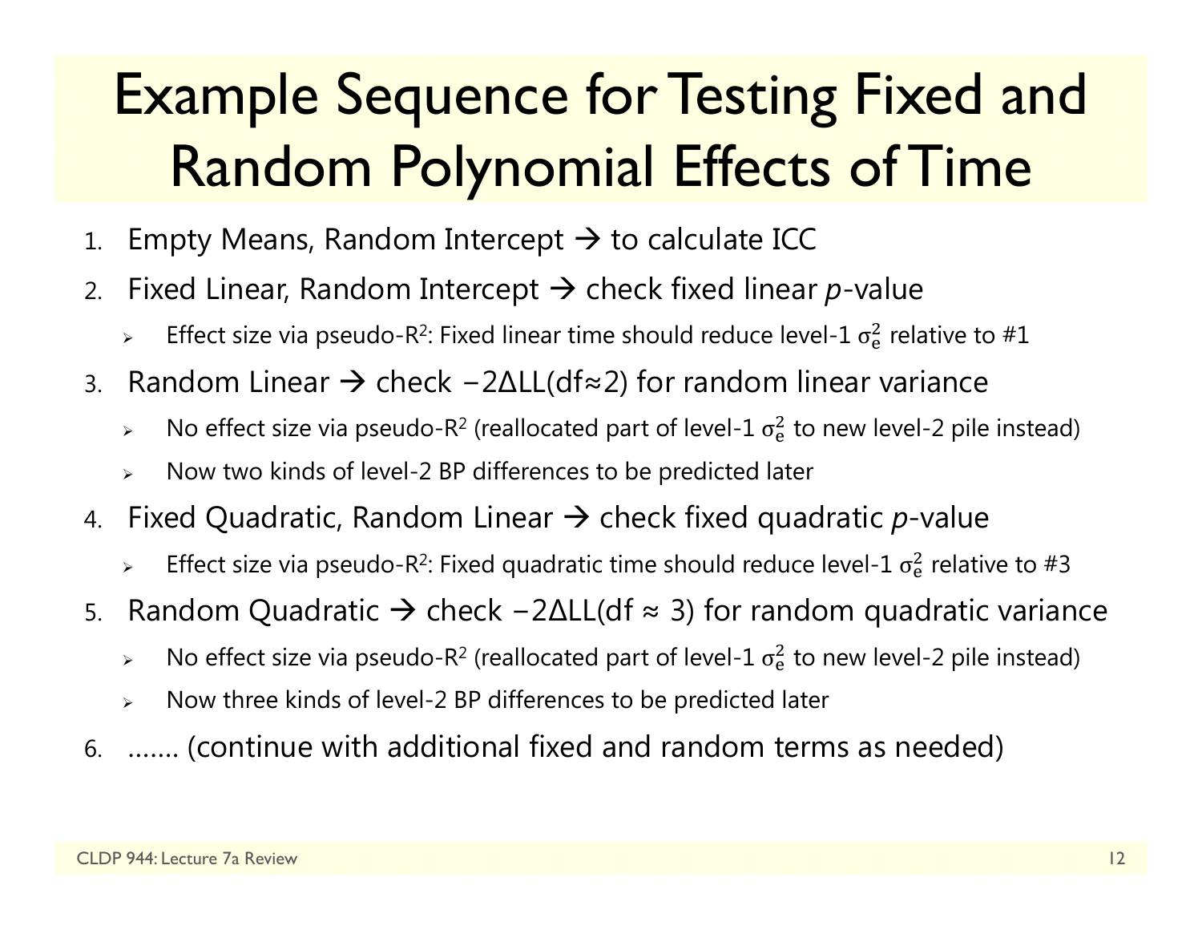# Example Sequence for Testing Fixed and Random Polynomial Effects of Time

1. Empty Means, Random Intercept → to calculate ICC
2. Fixed Linear, Random Intercept → check fixed linear *p*-value
   - Effect size via pseudo-$R^2$: Fixed linear time should reduce level-1 $\sigma_e^2$ relative to #1
3. Random Linear → check $-2\Delta LL(df \approx 2)$ for random linear variance
   - No effect size via pseudo-$R^2$ (reallocated part of level-1 $\sigma_e^2$ to new level-2 pile instead)
   - Now two kinds of level-2 BP differences to be predicted later
4. Fixed Quadratic, Random Linear → check fixed quadratic *p*-value
   - Effect size via pseudo-$R^2$: Fixed quadratic time should reduce level-1 $\sigma_e^2$ relative to #3
5. Random Quadratic → check $-2\Delta LL(df \approx 3)$ for random quadratic variance
   - No effect size via pseudo-$R^2$ (reallocated part of level-1 $\sigma_e^2$ to new level-2 pile instead)
   - Now three kinds of level-2 BP differences to be predicted later
6. ....... (continue with additional fixed and random terms as needed)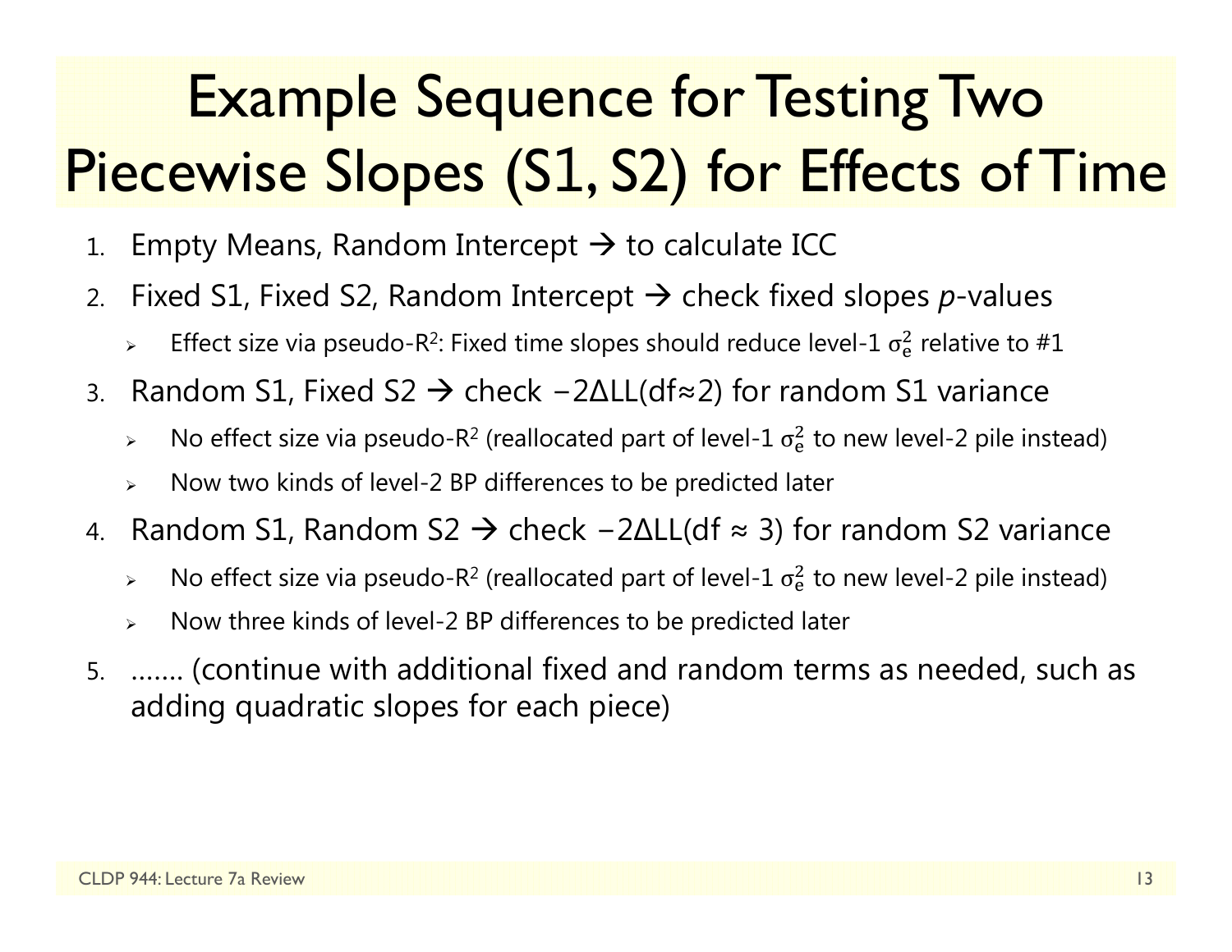# Example Sequence for Testing Two Piecewise Slopes (S1, S2) for Effects of Time

1. Empty Means, Random Intercept → to calculate ICC
2. Fixed S1, Fixed S2, Random Intercept → check fixed slopes *p*-values
   - Effect size via pseudo-$R^2$: Fixed time slopes should reduce level-1 $\sigma_e^2$ relative to #1
3. Random S1, Fixed S2 → check $-2\Delta LL(df \approx 2)$ for random S1 variance
   - No effect size via pseudo-$R^2$ (reallocated part of level-1 $\sigma_e^2$ to new level-2 pile instead)
   - Now two kinds of level-2 BP differences to be predicted later
4. Random S1, Random S2 → check $-2\Delta LL(df \approx 3)$ for random S2 variance
   - No effect size via pseudo-$R^2$ (reallocated part of level-1 $\sigma_e^2$ to new level-2 pile instead)
   - Now three kinds of level-2 BP differences to be predicted later
5. ....... (continue with additional fixed and random terms as needed, such as adding quadratic slopes for each piece)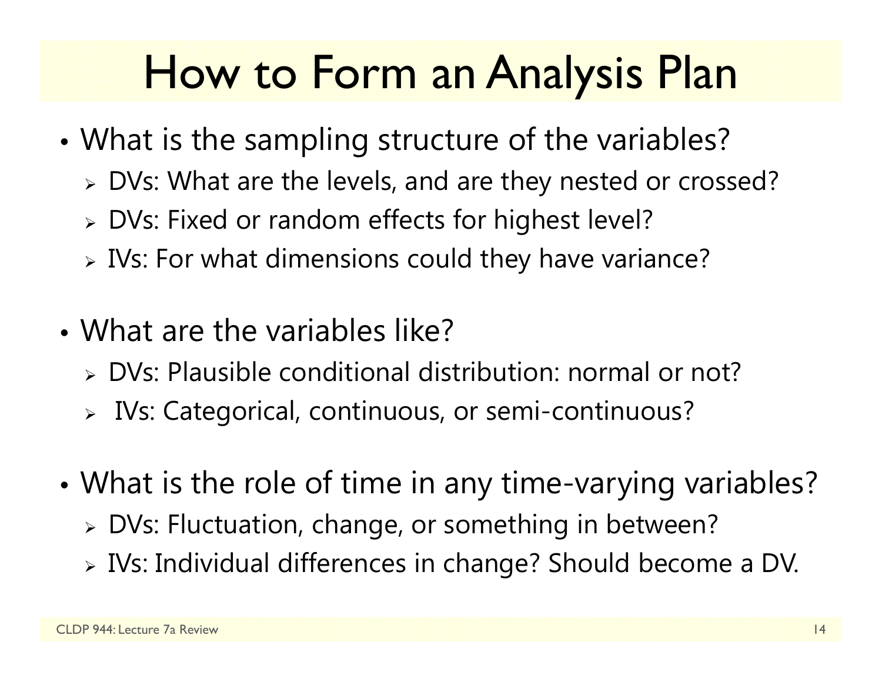# How to Form an Analysis Plan

- What is the sampling structure of the variables?
  - DVs: What are the levels, and are they nested or crossed?
  - DVs: Fixed or random effects for highest level?
  - IVs: For what dimensions could they have variance?

- What are the variables like?
  - DVs: Plausible conditional distribution: normal or not?
  - IVs: Categorical, continuous, or semi-continuous?

- What is the role of time in any time-varying variables?
  - DVs: Fluctuation, change, or something in between?
  - IVs: Individual differences in change? Should become a DV.